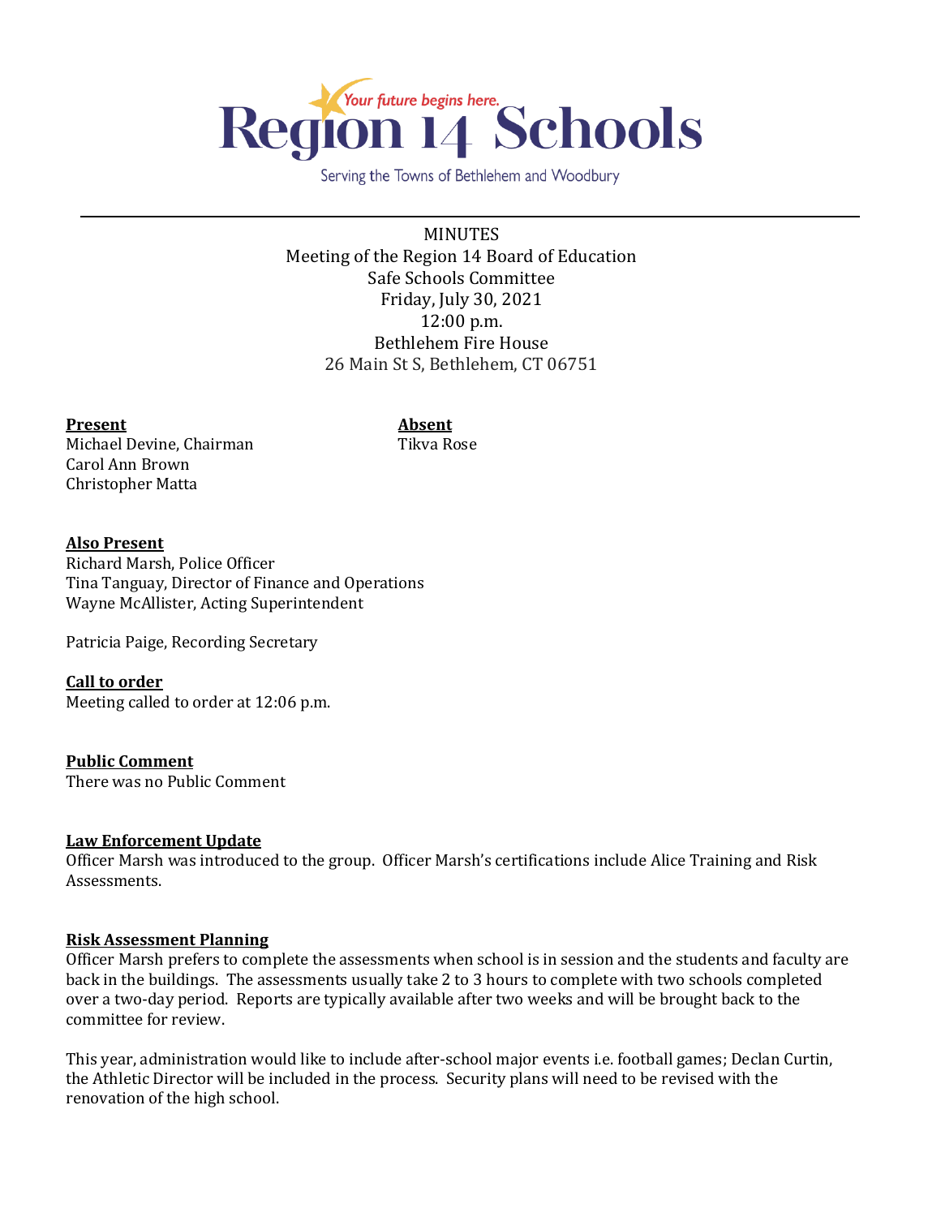Region 14 Schools

Your future begins here.

Serving the Towns of Bethlehem and Woodbury

MINUTES
Meeting of the Region 14 Board of Education
Safe Schools Committee
Friday, July 30, 2021
12:00 p.m.
Bethlehem Fire House
26 Main St S, Bethlehem, CT 06751

**Present**
Michael Devine, Chairman
Carol Ann Brown
Christopher Matta

**Absent**
Tikva Rose

**Also Present**
Richard Marsh, Police Officer
Tina Tanguay, Director of Finance and Operations
Wayne McAllister, Acting Superintendent

Patricia Paige, Recording Secretary

**Call to order**
Meeting called to order at 12:06 p.m.

**Public Comment**
There was no Public Comment

**Law Enforcement Update**
Officer Marsh was introduced to the group. Officer Marsh's certifications include Alice Training and Risk Assessments.

**Risk Assessment Planning**
Officer Marsh prefers to complete the assessments when school is in session and the students and faculty are back in the buildings. The assessments usually take 2 to 3 hours to complete with two schools completed over a two-day period. Reports are typically available after two weeks and will be brought back to the committee for review.

This year, administration would like to include after-school major events i.e. football games; Declan Curtin, the Athletic Director will be included in the process. Security plans will need to be revised with the renovation of the high school.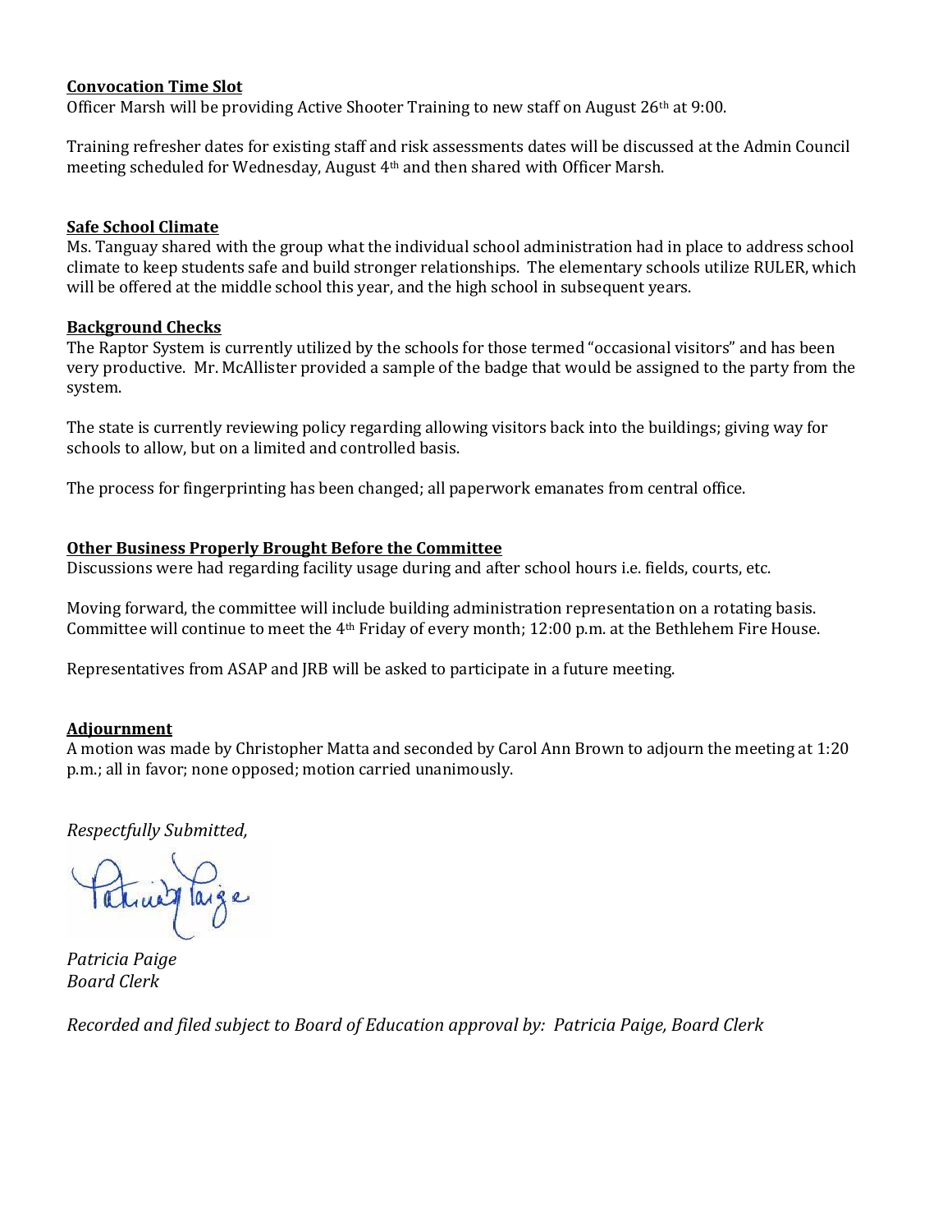**Convocation Time Slot**

Officer Marsh will be providing Active Shooter Training to new staff on August 26th at 9:00.

Training refresher dates for existing staff and risk assessments dates will be discussed at the Admin Council meeting scheduled for Wednesday, August 4th and then shared with Officer Marsh.

**Safe School Climate**

Ms. Tanguay shared with the group what the individual school administration had in place to address school climate to keep students safe and build stronger relationships. The elementary schools utilize RULER, which will be offered at the middle school this year, and the high school in subsequent years.

**Background Checks**

The Raptor System is currently utilized by the schools for those termed "occasional visitors" and has been very productive. Mr. McAllister provided a sample of the badge that would be assigned to the party from the system.

The state is currently reviewing policy regarding allowing visitors back into the buildings; giving way for schools to allow, but on a limited and controlled basis.

The process for fingerprinting has been changed; all paperwork emanates from central office.

**Other Business Properly Brought Before the Committee**

Discussions were had regarding facility usage during and after school hours i.e. fields, courts, etc.

Moving forward, the committee will include building administration representation on a rotating basis. Committee will continue to meet the 4th Friday of every month; 12:00 p.m. at the Bethlehem Fire House.

Representatives from ASAP and JRB will be asked to participate in a future meeting.

**Adjournment**

A motion was made by Christopher Matta and seconded by Carol Ann Brown to adjourn the meeting at 1:20 p.m.; all in favor; none opposed; motion carried unanimously.

*Respectfully Submitted,*

*Patricia Paige*
*Board Clerk*

*Recorded and filed subject to Board of Education approval by: Patricia Paige, Board Clerk*